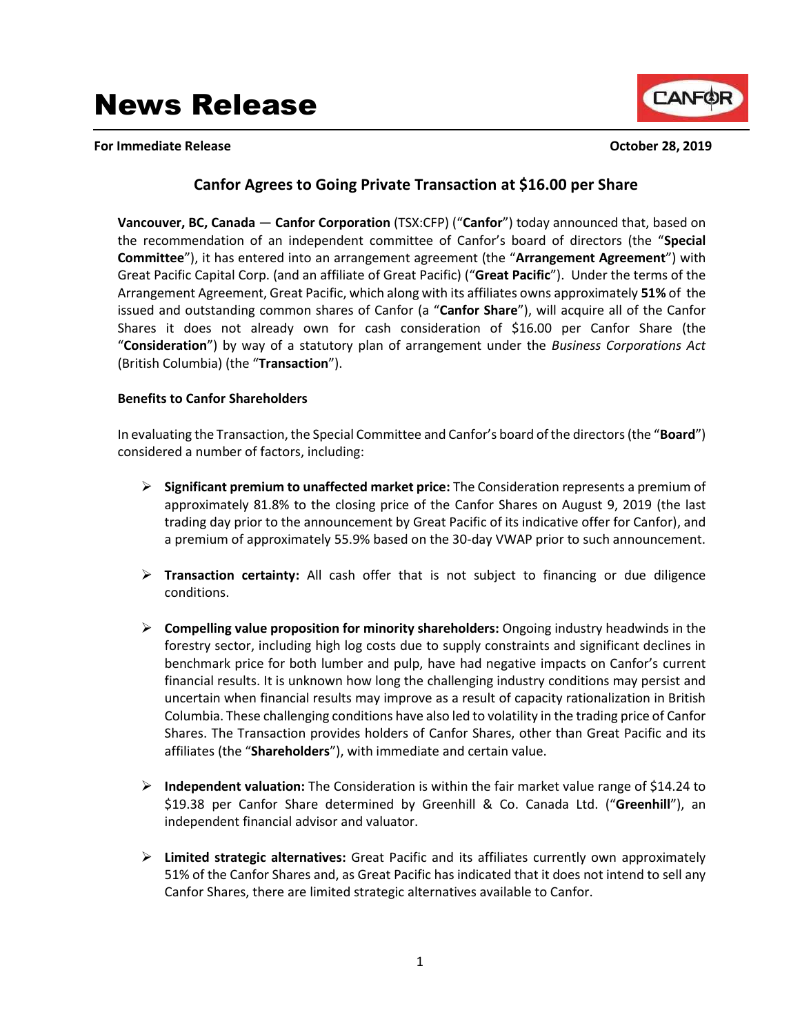# News Release

**For Immediate Release** **October 28, 2019**

## Canfor Agrees to Going Private Transaction at $16.00 per Share

**Vancouver, BC, Canada** — **Canfor Corporation** (TSX:CFP) ("**Canfor**") today announced that, based on the recommendation of an independent committee of Canfor's board of directors (the "**Special Committee**"), it has entered into an arrangement agreement (the "**Arrangement Agreement**") with Great Pacific Capital Corp. (and an affiliate of Great Pacific) ("**Great Pacific**"). Under the terms of the Arrangement Agreement, Great Pacific, which along with its affiliates owns approximately **51%** of the issued and outstanding common shares of Canfor (a "**Canfor Share**"), will acquire all of the Canfor Shares it does not already own for cash consideration of $16.00 per Canfor Share (the "**Consideration**") by way of a statutory plan of arrangement under the *Business Corporations Act* (British Columbia) (the "**Transaction**").

### Benefits to Canfor Shareholders

In evaluating the Transaction, the Special Committee and Canfor's board of the directors (the "**Board**") considered a number of factors, including:

- **Significant premium to unaffected market price:** The Consideration represents a premium of approximately 81.8% to the closing price of the Canfor Shares on August 9, 2019 (the last trading day prior to the announcement by Great Pacific of its indicative offer for Canfor), and a premium of approximately 55.9% based on the 30-day VWAP prior to such announcement.

- **Transaction certainty:** All cash offer that is not subject to financing or due diligence conditions.

- **Compelling value proposition for minority shareholders:** Ongoing industry headwinds in the forestry sector, including high log costs due to supply constraints and significant declines in benchmark price for both lumber and pulp, have had negative impacts on Canfor's current financial results. It is unknown how long the challenging industry conditions may persist and uncertain when financial results may improve as a result of capacity rationalization in British Columbia. These challenging conditions have also led to volatility in the trading price of Canfor Shares. The Transaction provides holders of Canfor Shares, other than Great Pacific and its affiliates (the "**Shareholders**"), with immediate and certain value.

- **Independent valuation:** The Consideration is within the fair market value range of $14.24 to $19.38 per Canfor Share determined by Greenhill & Co. Canada Ltd. ("**Greenhill**"), an independent financial advisor and valuator.

- **Limited strategic alternatives:** Great Pacific and its affiliates currently own approximately 51% of the Canfor Shares and, as Great Pacific has indicated that it does not intend to sell any Canfor Shares, there are limited strategic alternatives available to Canfor.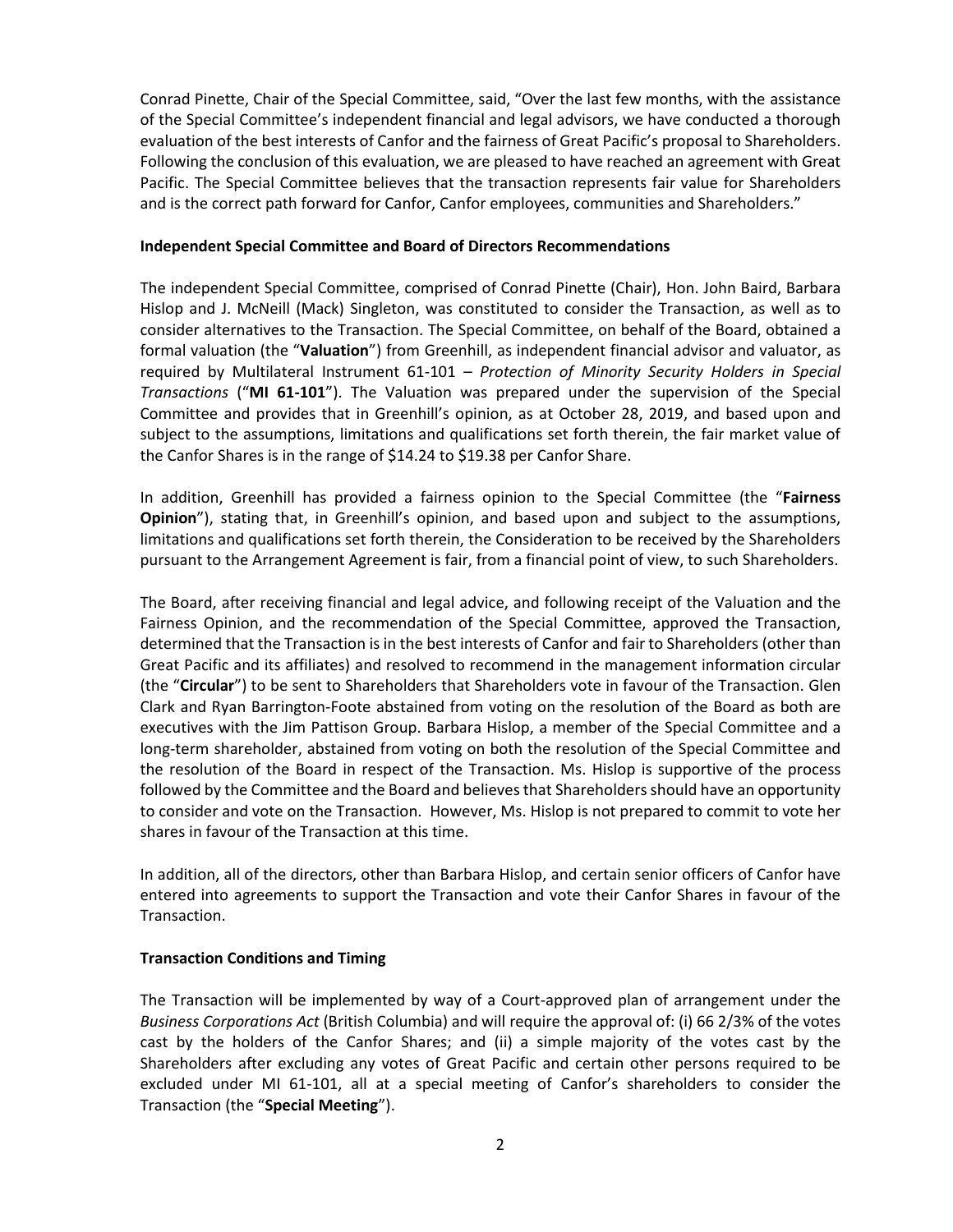Conrad Pinette, Chair of the Special Committee, said, "Over the last few months, with the assistance of the Special Committee's independent financial and legal advisors, we have conducted a thorough evaluation of the best interests of Canfor and the fairness of Great Pacific's proposal to Shareholders. Following the conclusion of this evaluation, we are pleased to have reached an agreement with Great Pacific. The Special Committee believes that the transaction represents fair value for Shareholders and is the correct path forward for Canfor, Canfor employees, communities and Shareholders."

**Independent Special Committee and Board of Directors Recommendations**

The independent Special Committee, comprised of Conrad Pinette (Chair), Hon. John Baird, Barbara Hislop and J. McNeill (Mack) Singleton, was constituted to consider the Transaction, as well as to consider alternatives to the Transaction. The Special Committee, on behalf of the Board, obtained a formal valuation (the "**Valuation**") from Greenhill, as independent financial advisor and valuator, as required by Multilateral Instrument 61-101 – *Protection of Minority Security Holders in Special Transactions* ("**MI 61-101**"). The Valuation was prepared under the supervision of the Special Committee and provides that in Greenhill's opinion, as at October 28, 2019, and based upon and subject to the assumptions, limitations and qualifications set forth therein, the fair market value of the Canfor Shares is in the range of $14.24 to $19.38 per Canfor Share.

In addition, Greenhill has provided a fairness opinion to the Special Committee (the "**Fairness Opinion**"), stating that, in Greenhill's opinion, and based upon and subject to the assumptions, limitations and qualifications set forth therein, the Consideration to be received by the Shareholders pursuant to the Arrangement Agreement is fair, from a financial point of view, to such Shareholders.

The Board, after receiving financial and legal advice, and following receipt of the Valuation and the Fairness Opinion, and the recommendation of the Special Committee, approved the Transaction, determined that the Transaction is in the best interests of Canfor and fair to Shareholders (other than Great Pacific and its affiliates) and resolved to recommend in the management information circular (the "**Circular**") to be sent to Shareholders that Shareholders vote in favour of the Transaction. Glen Clark and Ryan Barrington-Foote abstained from voting on the resolution of the Board as both are executives with the Jim Pattison Group. Barbara Hislop, a member of the Special Committee and a long-term shareholder, abstained from voting on both the resolution of the Special Committee and the resolution of the Board in respect of the Transaction. Ms. Hislop is supportive of the process followed by the Committee and the Board and believes that Shareholders should have an opportunity to consider and vote on the Transaction. However, Ms. Hislop is not prepared to commit to vote her shares in favour of the Transaction at this time.

In addition, all of the directors, other than Barbara Hislop, and certain senior officers of Canfor have entered into agreements to support the Transaction and vote their Canfor Shares in favour of the Transaction.

**Transaction Conditions and Timing**

The Transaction will be implemented by way of a Court-approved plan of arrangement under the *Business Corporations Act* (British Columbia) and will require the approval of: (i) 66 2/3% of the votes cast by the holders of the Canfor Shares; and (ii) a simple majority of the votes cast by the Shareholders after excluding any votes of Great Pacific and certain other persons required to be excluded under MI 61-101, all at a special meeting of Canfor's shareholders to consider the Transaction (the "**Special Meeting**").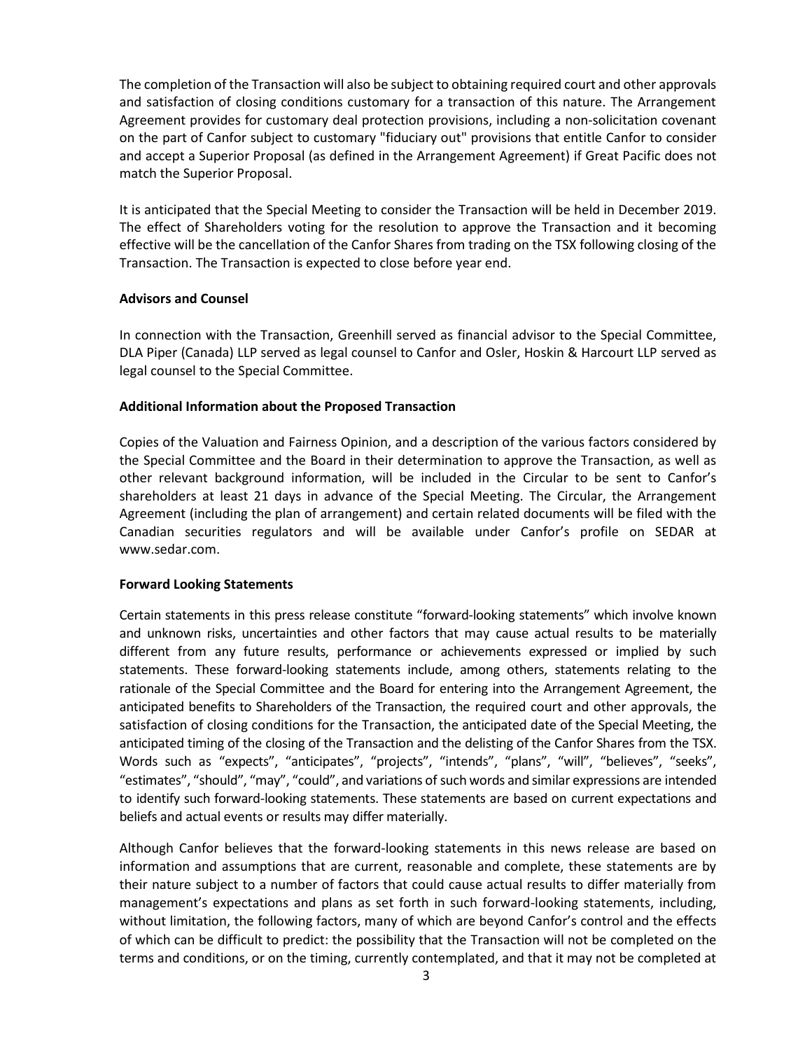The completion of the Transaction will also be subject to obtaining required court and other approvals and satisfaction of closing conditions customary for a transaction of this nature. The Arrangement Agreement provides for customary deal protection provisions, including a non-solicitation covenant on the part of Canfor subject to customary "fiduciary out" provisions that entitle Canfor to consider and accept a Superior Proposal (as defined in the Arrangement Agreement) if Great Pacific does not match the Superior Proposal.

It is anticipated that the Special Meeting to consider the Transaction will be held in December 2019. The effect of Shareholders voting for the resolution to approve the Transaction and it becoming effective will be the cancellation of the Canfor Shares from trading on the TSX following closing of the Transaction. The Transaction is expected to close before year end.

**Advisors and Counsel**

In connection with the Transaction, Greenhill served as financial advisor to the Special Committee, DLA Piper (Canada) LLP served as legal counsel to Canfor and Osler, Hoskin & Harcourt LLP served as legal counsel to the Special Committee.

**Additional Information about the Proposed Transaction**

Copies of the Valuation and Fairness Opinion, and a description of the various factors considered by the Special Committee and the Board in their determination to approve the Transaction, as well as other relevant background information, will be included in the Circular to be sent to Canfor's shareholders at least 21 days in advance of the Special Meeting. The Circular, the Arrangement Agreement (including the plan of arrangement) and certain related documents will be filed with the Canadian securities regulators and will be available under Canfor's profile on SEDAR at www.sedar.com.

**Forward Looking Statements**

Certain statements in this press release constitute "forward-looking statements" which involve known and unknown risks, uncertainties and other factors that may cause actual results to be materially different from any future results, performance or achievements expressed or implied by such statements. These forward-looking statements include, among others, statements relating to the rationale of the Special Committee and the Board for entering into the Arrangement Agreement, the anticipated benefits to Shareholders of the Transaction, the required court and other approvals, the satisfaction of closing conditions for the Transaction, the anticipated date of the Special Meeting, the anticipated timing of the closing of the Transaction and the delisting of the Canfor Shares from the TSX. Words such as "expects", "anticipates", "projects", "intends", "plans", "will", "believes", "seeks", "estimates", "should", "may", "could", and variations of such words and similar expressions are intended to identify such forward-looking statements. These statements are based on current expectations and beliefs and actual events or results may differ materially.

Although Canfor believes that the forward-looking statements in this news release are based on information and assumptions that are current, reasonable and complete, these statements are by their nature subject to a number of factors that could cause actual results to differ materially from management's expectations and plans as set forth in such forward-looking statements, including, without limitation, the following factors, many of which are beyond Canfor's control and the effects of which can be difficult to predict: the possibility that the Transaction will not be completed on the terms and conditions, or on the timing, currently contemplated, and that it may not be completed at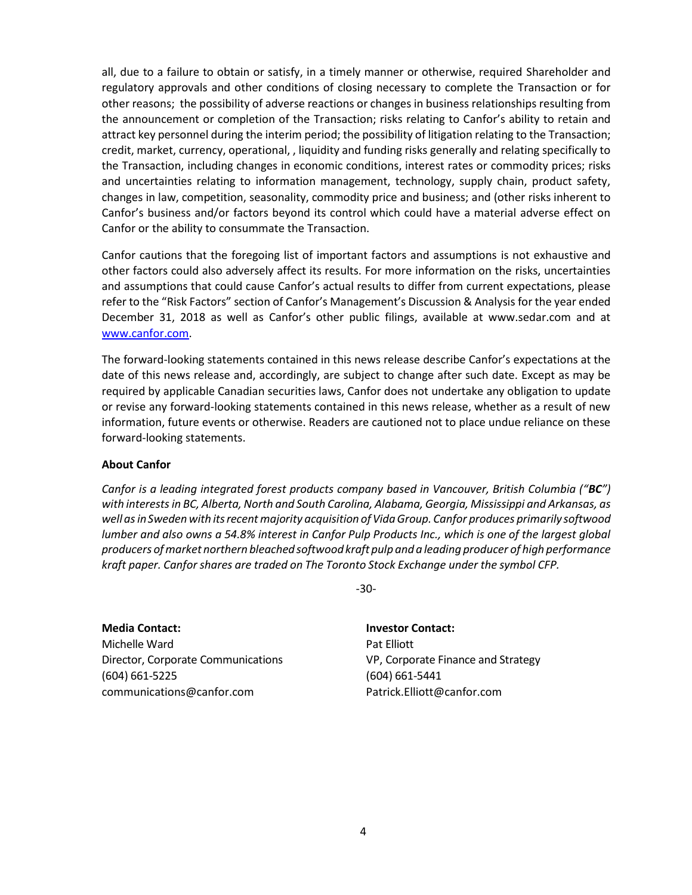all, due to a failure to obtain or satisfy, in a timely manner or otherwise, required Shareholder and regulatory approvals and other conditions of closing necessary to complete the Transaction or for other reasons; the possibility of adverse reactions or changes in business relationships resulting from the announcement or completion of the Transaction; risks relating to Canfor's ability to retain and attract key personnel during the interim period; the possibility of litigation relating to the Transaction; credit, market, currency, operational, , liquidity and funding risks generally and relating specifically to the Transaction, including changes in economic conditions, interest rates or commodity prices; risks and uncertainties relating to information management, technology, supply chain, product safety, changes in law, competition, seasonality, commodity price and business; and (other risks inherent to Canfor's business and/or factors beyond its control which could have a material adverse effect on Canfor or the ability to consummate the Transaction.

Canfor cautions that the foregoing list of important factors and assumptions is not exhaustive and other factors could also adversely affect its results. For more information on the risks, uncertainties and assumptions that could cause Canfor's actual results to differ from current expectations, please refer to the "Risk Factors" section of Canfor's Management's Discussion & Analysis for the year ended December 31, 2018 as well as Canfor's other public filings, available at www.sedar.com and at [www.canfor.com](http://www.canfor.com).

The forward-looking statements contained in this news release describe Canfor's expectations at the date of this news release and, accordingly, are subject to change after such date. Except as may be required by applicable Canadian securities laws, Canfor does not undertake any obligation to update or revise any forward-looking statements contained in this news release, whether as a result of new information, future events or otherwise. Readers are cautioned not to place undue reliance on these forward-looking statements.

**About Canfor**

*Canfor is a leading integrated forest products company based in Vancouver, British Columbia ("**BC**") with interests in BC, Alberta, North and South Carolina, Alabama, Georgia, Mississippi and Arkansas, as well as in Sweden with its recent majority acquisition of Vida Group. Canfor produces primarily softwood lumber and also owns a 54.8% interest in Canfor Pulp Products Inc., which is one of the largest global producers of market northern bleached softwood kraft pulp and a leading producer of high performance kraft paper. Canfor shares are traded on The Toronto Stock Exchange under the symbol CFP.*

-30-

**Media Contact:**
Michelle Ward
Director, Corporate Communications
(604) 661-5225
communications@canfor.com

**Investor Contact:**
Pat Elliott
VP, Corporate Finance and Strategy
(604) 661-5441
Patrick.Elliott@canfor.com